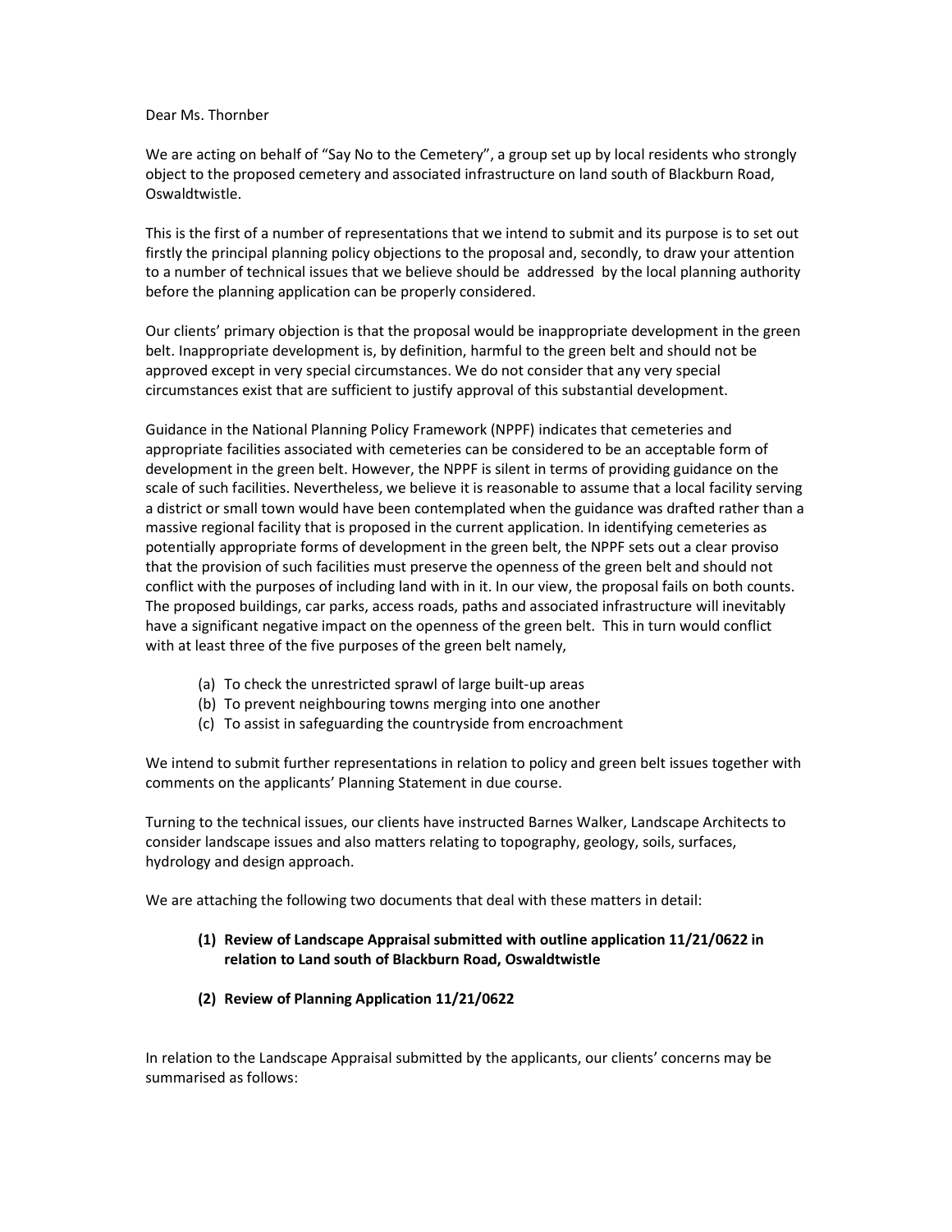Dear Ms. Thornber

We are acting on behalf of "Say No to the Cemetery", a group set up by local residents who strongly object to the proposed cemetery and associated infrastructure on land south of Blackburn Road, Oswaldtwistle.

This is the first of a number of representations that we intend to submit and its purpose is to set out firstly the principal planning policy objections to the proposal and, secondly, to draw your attention to a number of technical issues that we believe should be addressed by the local planning authority before the planning application can be properly considered.

Our clients' primary objection is that the proposal would be inappropriate development in the green belt. Inappropriate development is, by definition, harmful to the green belt and should not be approved except in very special circumstances. We do not consider that any very special circumstances exist that are sufficient to justify approval of this substantial development.

Guidance in the National Planning Policy Framework (NPPF) indicates that cemeteries and appropriate facilities associated with cemeteries can be considered to be an acceptable form of development in the green belt. However, the NPPF is silent in terms of providing guidance on the scale of such facilities. Nevertheless, we believe it is reasonable to assume that a local facility serving a district or small town would have been contemplated when the guidance was drafted rather than a massive regional facility that is proposed in the current application. In identifying cemeteries as potentially appropriate forms of development in the green belt, the NPPF sets out a clear proviso that the provision of such facilities must preserve the openness of the green belt and should not conflict with the purposes of including land with in it. In our view, the proposal fails on both counts. The proposed buildings, car parks, access roads, paths and associated infrastructure will inevitably have a significant negative impact on the openness of the green belt. This in turn would conflict with at least three of the five purposes of the green belt namely,

(a) To check the unrestricted sprawl of large built-up areas
(b) To prevent neighbouring towns merging into one another
(c) To assist in safeguarding the countryside from encroachment

We intend to submit further representations in relation to policy and green belt issues together with comments on the applicants' Planning Statement in due course.

Turning to the technical issues, our clients have instructed Barnes Walker, Landscape Architects to consider landscape issues and also matters relating to topography, geology, soils, surfaces, hydrology and design approach.

We are attaching the following two documents that deal with these matters in detail:

**(1) Review of Landscape Appraisal submitted with outline application 11/21/0622 in relation to Land south of Blackburn Road, Oswaldtwistle**

**(2) Review of Planning Application 11/21/0622**

In relation to the Landscape Appraisal submitted by the applicants, our clients' concerns may be summarised as follows: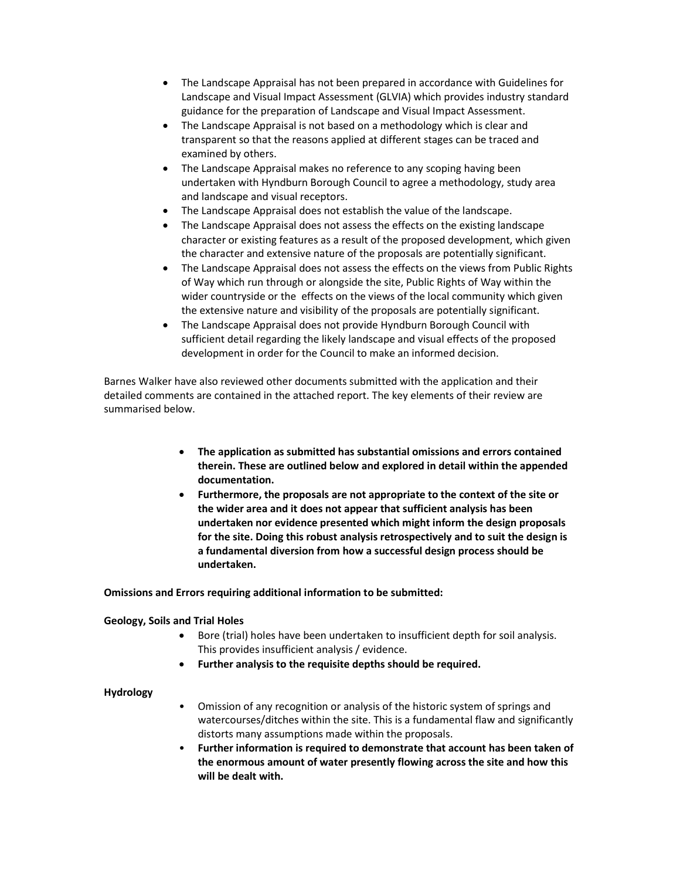- The Landscape Appraisal has not been prepared in accordance with Guidelines for Landscape and Visual Impact Assessment (GLVIA) which provides industry standard guidance for the preparation of Landscape and Visual Impact Assessment.
- The Landscape Appraisal is not based on a methodology which is clear and transparent so that the reasons applied at different stages can be traced and examined by others.
- The Landscape Appraisal makes no reference to any scoping having been undertaken with Hyndburn Borough Council to agree a methodology, study area and landscape and visual receptors.
- The Landscape Appraisal does not establish the value of the landscape.
- The Landscape Appraisal does not assess the effects on the existing landscape character or existing features as a result of the proposed development, which given the character and extensive nature of the proposals are potentially significant.
- The Landscape Appraisal does not assess the effects on the views from Public Rights of Way which run through or alongside the site, Public Rights of Way within the wider countryside or the effects on the views of the local community which given the extensive nature and visibility of the proposals are potentially significant.
- The Landscape Appraisal does not provide Hyndburn Borough Council with sufficient detail regarding the likely landscape and visual effects of the proposed development in order for the Council to make an informed decision.

Barnes Walker have also reviewed other documents submitted with the application and their detailed comments are contained in the attached report. The key elements of their review are summarised below.

- **The application as submitted has substantial omissions and errors contained therein. These are outlined below and explored in detail within the appended documentation.**
- **Furthermore, the proposals are not appropriate to the context of the site or the wider area and it does not appear that sufficient analysis has been undertaken nor evidence presented which might inform the design proposals for the site. Doing this robust analysis retrospectively and to suit the design is a fundamental diversion from how a successful design process should be undertaken.**

**Omissions and Errors requiring additional information to be submitted:**

**Geology, Soils and Trial Holes**

- Bore (trial) holes have been undertaken to insufficient depth for soil analysis. This provides insufficient analysis / evidence.
- **Further analysis to the requisite depths should be required.**

**Hydrology**

- Omission of any recognition or analysis of the historic system of springs and watercourses/ditches within the site. This is a fundamental flaw and significantly distorts many assumptions made within the proposals.
- **Further information is required to demonstrate that account has been taken of the enormous amount of water presently flowing across the site and how this will be dealt with.**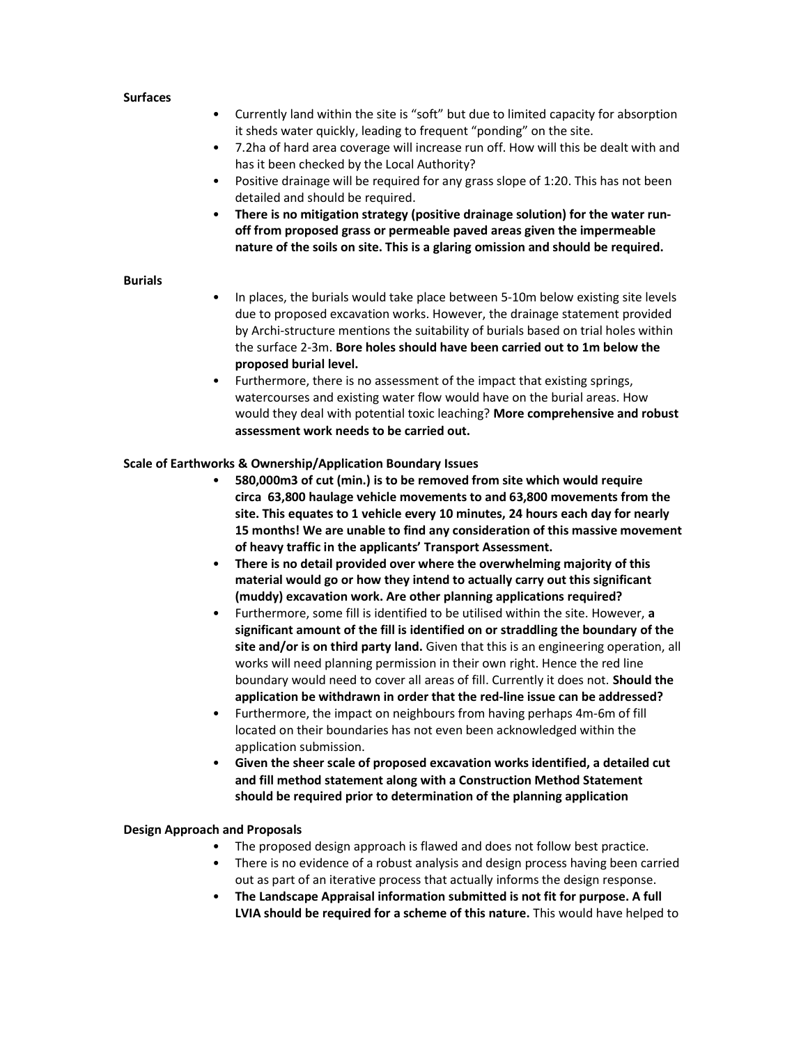**Surfaces**

- Currently land within the site is "soft" but due to limited capacity for absorption it sheds water quickly, leading to frequent "ponding" on the site.
- 7.2ha of hard area coverage will increase run off. How will this be dealt with and has it been checked by the Local Authority?
- Positive drainage will be required for any grass slope of 1:20. This has not been detailed and should be required.
- **There is no mitigation strategy (positive drainage solution) for the water run-off from proposed grass or permeable paved areas given the impermeable nature of the soils on site. This is a glaring omission and should be required.**

**Burials**

- In places, the burials would take place between 5-10m below existing site levels due to proposed excavation works. However, the drainage statement provided by Archi-structure mentions the suitability of burials based on trial holes within the surface 2-3m. **Bore holes should have been carried out to 1m below the proposed burial level.**
- Furthermore, there is no assessment of the impact that existing springs, watercourses and existing water flow would have on the burial areas. How would they deal with potential toxic leaching? **More comprehensive and robust assessment work needs to be carried out.**

**Scale of Earthworks & Ownership/Application Boundary Issues**

- **580,000m3 of cut (min.) is to be removed from site which would require circa 63,800 haulage vehicle movements to and 63,800 movements from the site. This equates to 1 vehicle every 10 minutes, 24 hours each day for nearly 15 months! We are unable to find any consideration of this massive movement of heavy traffic in the applicants' Transport Assessment.**
- **There is no detail provided over where the overwhelming majority of this material would go or how they intend to actually carry out this significant (muddy) excavation work. Are other planning applications required?**
- Furthermore, some fill is identified to be utilised within the site. However, **a significant amount of the fill is identified on or straddling the boundary of the site and/or is on third party land.** Given that this is an engineering operation, all works will need planning permission in their own right. Hence the red line boundary would need to cover all areas of fill. Currently it does not. **Should the application be withdrawn in order that the red-line issue can be addressed?**
- Furthermore, the impact on neighbours from having perhaps 4m-6m of fill located on their boundaries has not even been acknowledged within the application submission.
- **Given the sheer scale of proposed excavation works identified, a detailed cut and fill method statement along with a Construction Method Statement should be required prior to determination of the planning application**

**Design Approach and Proposals**

- The proposed design approach is flawed and does not follow best practice.
- There is no evidence of a robust analysis and design process having been carried out as part of an iterative process that actually informs the design response.
- **The Landscape Appraisal information submitted is not fit for purpose. A full LVIA should be required for a scheme of this nature.** This would have helped to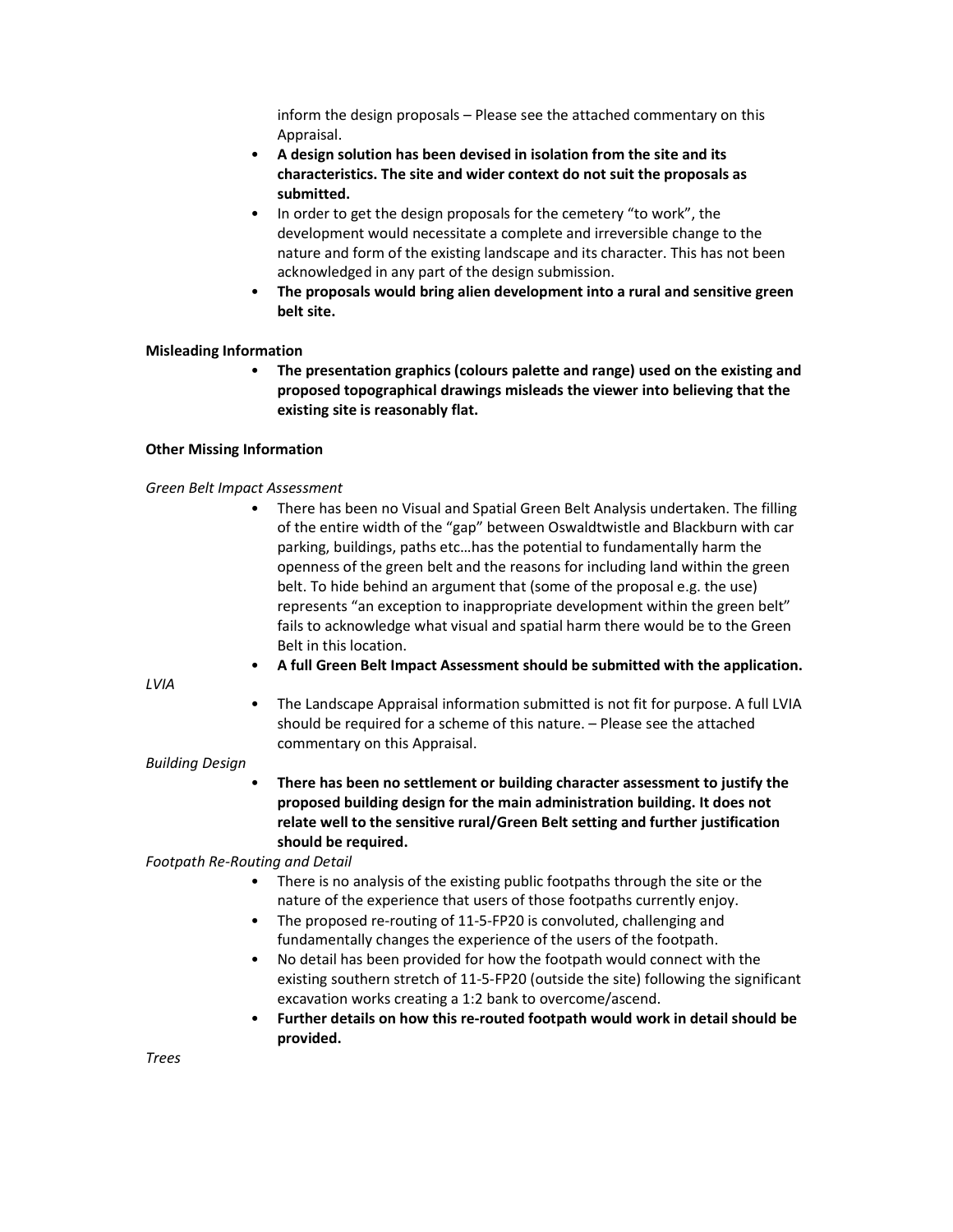inform the design proposals – Please see the attached commentary on this Appraisal.

- **A design solution has been devised in isolation from the site and its characteristics. The site and wider context do not suit the proposals as submitted.**
- In order to get the design proposals for the cemetery "to work", the development would necessitate a complete and irreversible change to the nature and form of the existing landscape and its character. This has not been acknowledged in any part of the design submission.
- **The proposals would bring alien development into a rural and sensitive green belt site.**

**Misleading Information**

- **The presentation graphics (colours palette and range) used on the existing and proposed topographical drawings misleads the viewer into believing that the existing site is reasonably flat.**

**Other Missing Information**

*Green Belt Impact Assessment*

- There has been no Visual and Spatial Green Belt Analysis undertaken. The filling of the entire width of the "gap" between Oswaldtwistle and Blackburn with car parking, buildings, paths etc…has the potential to fundamentally harm the openness of the green belt and the reasons for including land within the green belt. To hide behind an argument that (some of the proposal e.g. the use) represents "an exception to inappropriate development within the green belt" fails to acknowledge what visual and spatial harm there would be to the Green Belt in this location.
- **A full Green Belt Impact Assessment should be submitted with the application.**

*LVIA*

- The Landscape Appraisal information submitted is not fit for purpose. A full LVIA should be required for a scheme of this nature. – Please see the attached commentary on this Appraisal.

*Building Design*

- **There has been no settlement or building character assessment to justify the proposed building design for the main administration building. It does not relate well to the sensitive rural/Green Belt setting and further justification should be required.**

*Footpath Re-Routing and Detail*

- There is no analysis of the existing public footpaths through the site or the nature of the experience that users of those footpaths currently enjoy.
- The proposed re-routing of 11-5-FP20 is convoluted, challenging and fundamentally changes the experience of the users of the footpath.
- No detail has been provided for how the footpath would connect with the existing southern stretch of 11-5-FP20 (outside the site) following the significant excavation works creating a 1:2 bank to overcome/ascend.
- **Further details on how this re-routed footpath would work in detail should be provided.**

*Trees*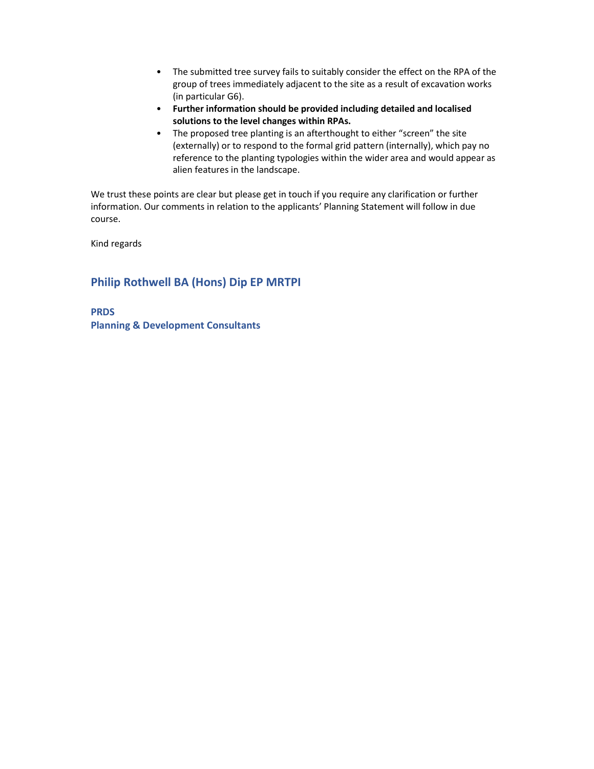- The submitted tree survey fails to suitably consider the effect on the RPA of the group of trees immediately adjacent to the site as a result of excavation works (in particular G6).
- **Further information should be provided including detailed and localised solutions to the level changes within RPAs.**
- The proposed tree planting is an afterthought to either "screen" the site (externally) or to respond to the formal grid pattern (internally), which pay no reference to the planting typologies within the wider area and would appear as alien features in the landscape.

We trust these points are clear but please get in touch if you require any clarification or further information. Our comments in relation to the applicants' Planning Statement will follow in due course.

Kind regards

**Philip Rothwell BA (Hons) Dip EP MRTPI**

**PRDS**
**Planning & Development Consultants**